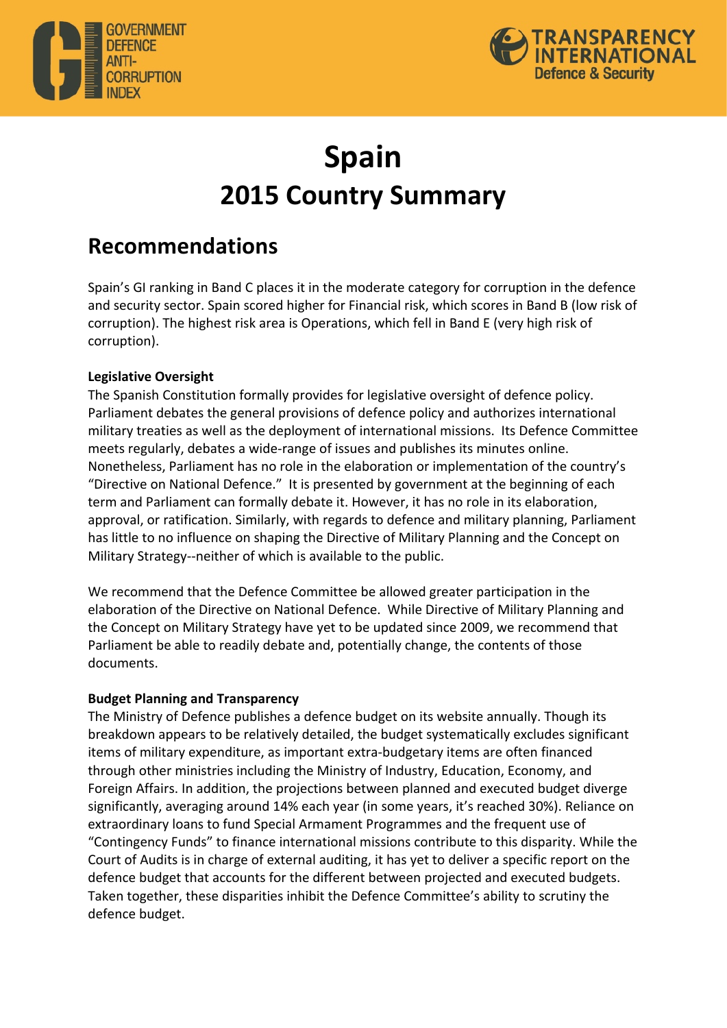# Spain

# 2015 Country Summary

## Recommendations

Spain's GI ranking in Band C places it in the moderate category for corruption in the defence and security sector. Spain scored higher for Financial risk, which scores in Band B (low risk of corruption). The highest risk area is Operations, which fell in Band E (very high risk of corruption).

**Legislative Oversight**

The Spanish Constitution formally provides for legislative oversight of defence policy. Parliament debates the general provisions of defence policy and authorizes international military treaties as well as the deployment of international missions. Its Defence Committee meets regularly, debates a wide-range of issues and publishes its minutes online. Nonetheless, Parliament has no role in the elaboration or implementation of the country's "Directive on National Defence." It is presented by government at the beginning of each term and Parliament can formally debate it. However, it has no role in its elaboration, approval, or ratification. Similarly, with regards to defence and military planning, Parliament has little to no influence on shaping the Directive of Military Planning and the Concept on Military Strategy--neither of which is available to the public.

We recommend that the Defence Committee be allowed greater participation in the elaboration of the Directive on National Defence. While Directive of Military Planning and the Concept on Military Strategy have yet to be updated since 2009, we recommend that Parliament be able to readily debate and, potentially change, the contents of those documents.

**Budget Planning and Transparency**

The Ministry of Defence publishes a defence budget on its website annually. Though its breakdown appears to be relatively detailed, the budget systematically excludes significant items of military expenditure, as important extra-budgetary items are often financed through other ministries including the Ministry of Industry, Education, Economy, and Foreign Affairs. In addition, the projections between planned and executed budget diverge significantly, averaging around 14% each year (in some years, it's reached 30%). Reliance on extraordinary loans to fund Special Armament Programmes and the frequent use of "Contingency Funds" to finance international missions contribute to this disparity. While the Court of Audits is in charge of external auditing, it has yet to deliver a specific report on the defence budget that accounts for the different between projected and executed budgets. Taken together, these disparities inhibit the Defence Committee's ability to scrutiny the defence budget.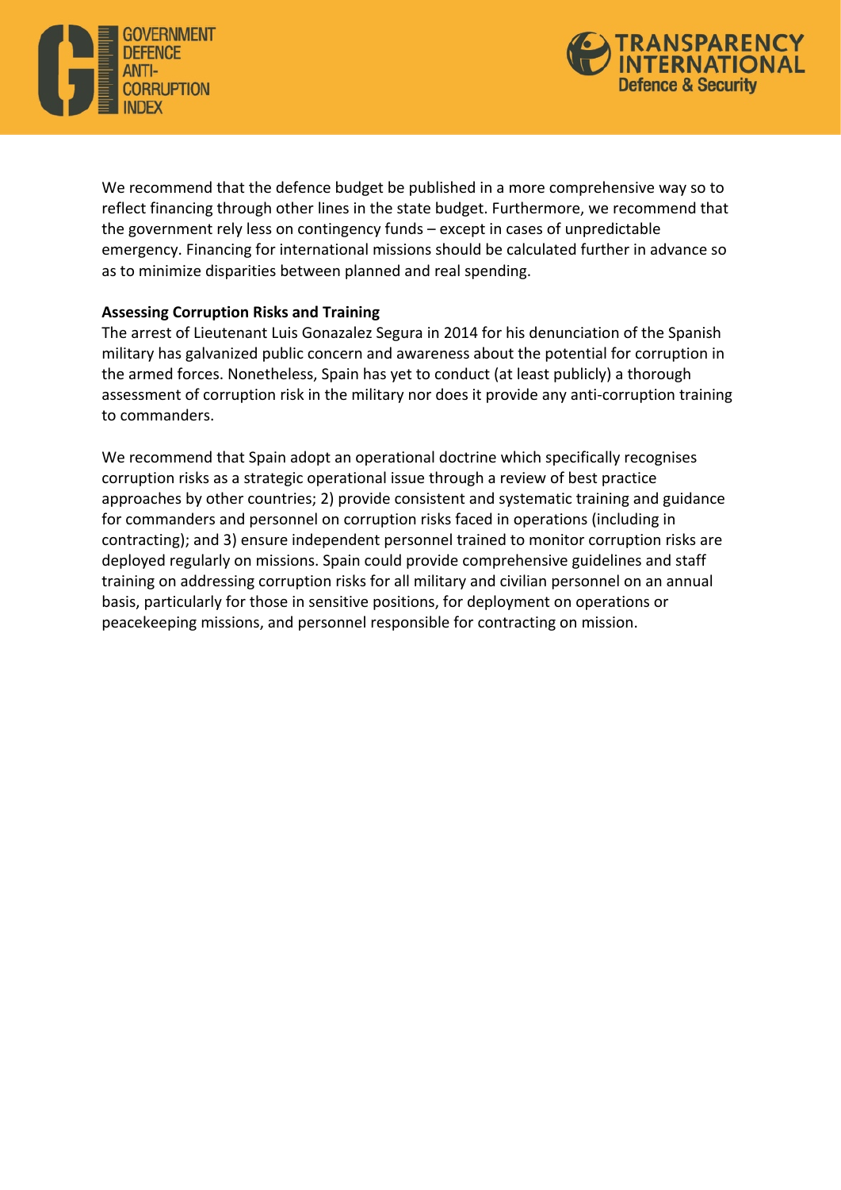We recommend that the defence budget be published in a more comprehensive way so to reflect financing through other lines in the state budget. Furthermore, we recommend that the government rely less on contingency funds – except in cases of unpredictable emergency. Financing for international missions should be calculated further in advance so as to minimize disparities between planned and real spending.

**Assessing Corruption Risks and Training**

The arrest of Lieutenant Luis Gonazalez Segura in 2014 for his denunciation of the Spanish military has galvanized public concern and awareness about the potential for corruption in the armed forces. Nonetheless, Spain has yet to conduct (at least publicly) a thorough assessment of corruption risk in the military nor does it provide any anti-corruption training to commanders.

We recommend that Spain adopt an operational doctrine which specifically recognises corruption risks as a strategic operational issue through a review of best practice approaches by other countries; 2) provide consistent and systematic training and guidance for commanders and personnel on corruption risks faced in operations (including in contracting); and 3) ensure independent personnel trained to monitor corruption risks are deployed regularly on missions. Spain could provide comprehensive guidelines and staff training on addressing corruption risks for all military and civilian personnel on an annual basis, particularly for those in sensitive positions, for deployment on operations or peacekeeping missions, and personnel responsible for contracting on mission.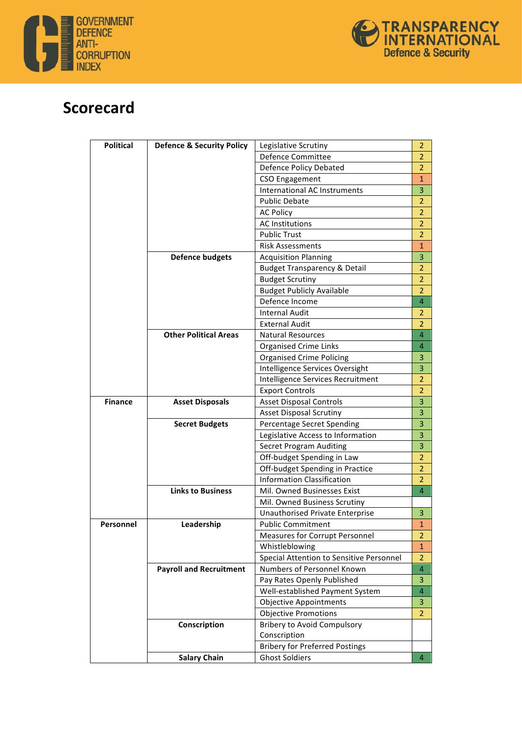# Scorecard

| | | | |
|---|---|---|---|
| **Political** | **Defence & Security Policy** | Legislative Scrutiny | 2 |
| | | Defence Committee | 2 |
| | | Defence Policy Debated | 2 |
| | | CSO Engagement | 1 |
| | | International AC Instruments | 3 |
| | | Public Debate | 2 |
| | | AC Policy | 2 |
| | | AC Institutions | 2 |
| | | Public Trust | 2 |
| | | Risk Assessments | 1 |
| | **Defence budgets** | Acquisition Planning | 3 |
| | | Budget Transparency & Detail | 2 |
| | | Budget Scrutiny | 2 |
| | | Budget Publicly Available | 2 |
| | | Defence Income | 4 |
| | | Internal Audit | 2 |
| | | External Audit | 2 |
| | **Other Political Areas** | Natural Resources | 4 |
| | | Organised Crime Links | 4 |
| | | Organised Crime Policing | 3 |
| | | Intelligence Services Oversight | 3 |
| | | Intelligence Services Recruitment | 2 |
| | | Export Controls | 2 |
| **Finance** | **Asset Disposals** | Asset Disposal Controls | 3 |
| | | Asset Disposal Scrutiny | 3 |
| | **Secret Budgets** | Percentage Secret Spending | 3 |
| | | Legislative Access to Information | 3 |
| | | Secret Program Auditing | 3 |
| | | Off-budget Spending in Law | 2 |
| | | Off-budget Spending in Practice | 2 |
| | | Information Classification | 2 |
| | **Links to Business** | Mil. Owned Businesses Exist | 4 |
| | | Mil. Owned Business Scrutiny | |
| | | Unauthorised Private Enterprise | 3 |
| **Personnel** | **Leadership** | Public Commitment | 1 |
| | | Measures for Corrupt Personnel | 2 |
| | | Whistleblowing | 1 |
| | | Special Attention to Sensitive Personnel | 2 |
| | **Payroll and Recruitment** | Numbers of Personnel Known | 4 |
| | | Pay Rates Openly Published | 3 |
| | | Well-established Payment System | 4 |
| | | Objective Appointments | 3 |
| | | Objective Promotions | 2 |
| | **Conscription** | Bribery to Avoid Compulsory Conscription | |
| | | Bribery for Preferred Postings | |
| | **Salary Chain** | Ghost Soldiers | 4 |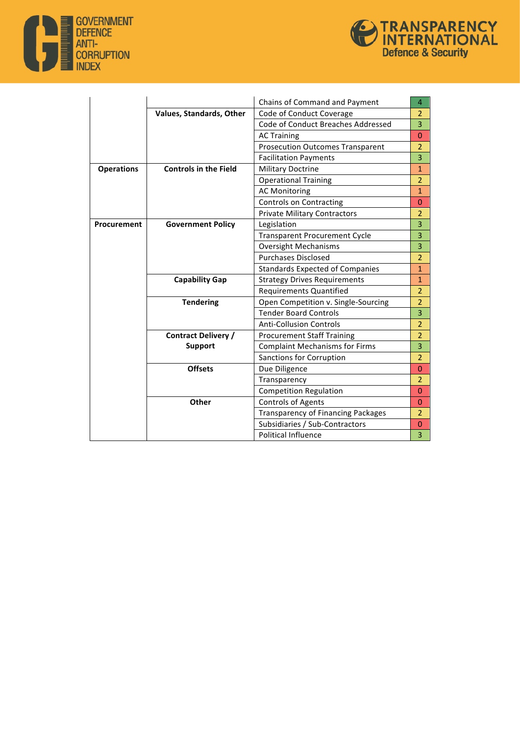| | | | |
|---|---|---|---|
| | | Chains of Command and Payment | 4 |
| | Values, Standards, Other | Code of Conduct Coverage | 2 |
| | | Code of Conduct Breaches Addressed | 3 |
| | | AC Training | 0 |
| | | Prosecution Outcomes Transparent | 2 |
| | | Facilitation Payments | 3 |
| **Operations** | **Controls in the Field** | Military Doctrine | 1 |
| | | Operational Training | 2 |
| | | AC Monitoring | 1 |
| | | Controls on Contracting | 0 |
| | | Private Military Contractors | 2 |
| **Procurement** | **Government Policy** | Legislation | 3 |
| | | Transparent Procurement Cycle | 3 |
| | | Oversight Mechanisms | 3 |
| | | Purchases Disclosed | 2 |
| | | Standards Expected of Companies | 1 |
| | **Capability Gap** | Strategy Drives Requirements | 1 |
| | | Requirements Quantified | 2 |
| | **Tendering** | Open Competition v. Single-Sourcing | 2 |
| | | Tender Board Controls | 3 |
| | | Anti-Collusion Controls | 2 |
| | **Contract Delivery / Support** | Procurement Staff Training | 2 |
| | | Complaint Mechanisms for Firms | 3 |
| | | Sanctions for Corruption | 2 |
| | **Offsets** | Due Diligence | 0 |
| | | Transparency | 2 |
| | | Competition Regulation | 0 |
| | **Other** | Controls of Agents | 0 |
| | | Transparency of Financing Packages | 2 |
| | | Subsidiaries / Sub-Contractors | 0 |
| | | Political Influence | 3 |